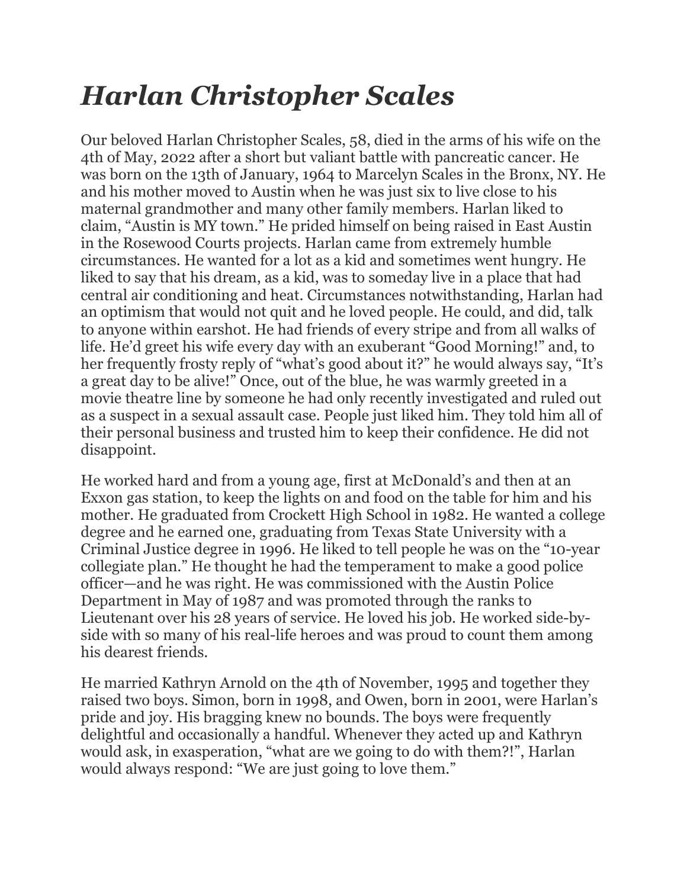# *Harlan Christopher Scales*

Our beloved Harlan Christopher Scales, 58, died in the arms of his wife on the 4th of May, 2022 after a short but valiant battle with pancreatic cancer. He was born on the 13th of January, 1964 to Marcelyn Scales in the Bronx, NY. He and his mother moved to Austin when he was just six to live close to his maternal grandmother and many other family members. Harlan liked to claim, "Austin is MY town." He prided himself on being raised in East Austin in the Rosewood Courts projects. Harlan came from extremely humble circumstances. He wanted for a lot as a kid and sometimes went hungry. He liked to say that his dream, as a kid, was to someday live in a place that had central air conditioning and heat. Circumstances notwithstanding, Harlan had an optimism that would not quit and he loved people. He could, and did, talk to anyone within earshot. He had friends of every stripe and from all walks of life. He'd greet his wife every day with an exuberant "Good Morning!" and, to her frequently frosty reply of "what's good about it?" he would always say, "It's a great day to be alive!" Once, out of the blue, he was warmly greeted in a movie theatre line by someone he had only recently investigated and ruled out as a suspect in a sexual assault case. People just liked him. They told him all of their personal business and trusted him to keep their confidence. He did not disappoint.

He worked hard and from a young age, first at McDonald's and then at an Exxon gas station, to keep the lights on and food on the table for him and his mother. He graduated from Crockett High School in 1982. He wanted a college degree and he earned one, graduating from Texas State University with a Criminal Justice degree in 1996. He liked to tell people he was on the "10-year collegiate plan." He thought he had the temperament to make a good police officer—and he was right. He was commissioned with the Austin Police Department in May of 1987 and was promoted through the ranks to Lieutenant over his 28 years of service. He loved his job. He worked side-by-side with so many of his real-life heroes and was proud to count them among his dearest friends.

He married Kathryn Arnold on the 4th of November, 1995 and together they raised two boys. Simon, born in 1998, and Owen, born in 2001, were Harlan's pride and joy. His bragging knew no bounds. The boys were frequently delightful and occasionally a handful. Whenever they acted up and Kathryn would ask, in exasperation, "what are we going to do with them?!", Harlan would always respond: "We are just going to love them."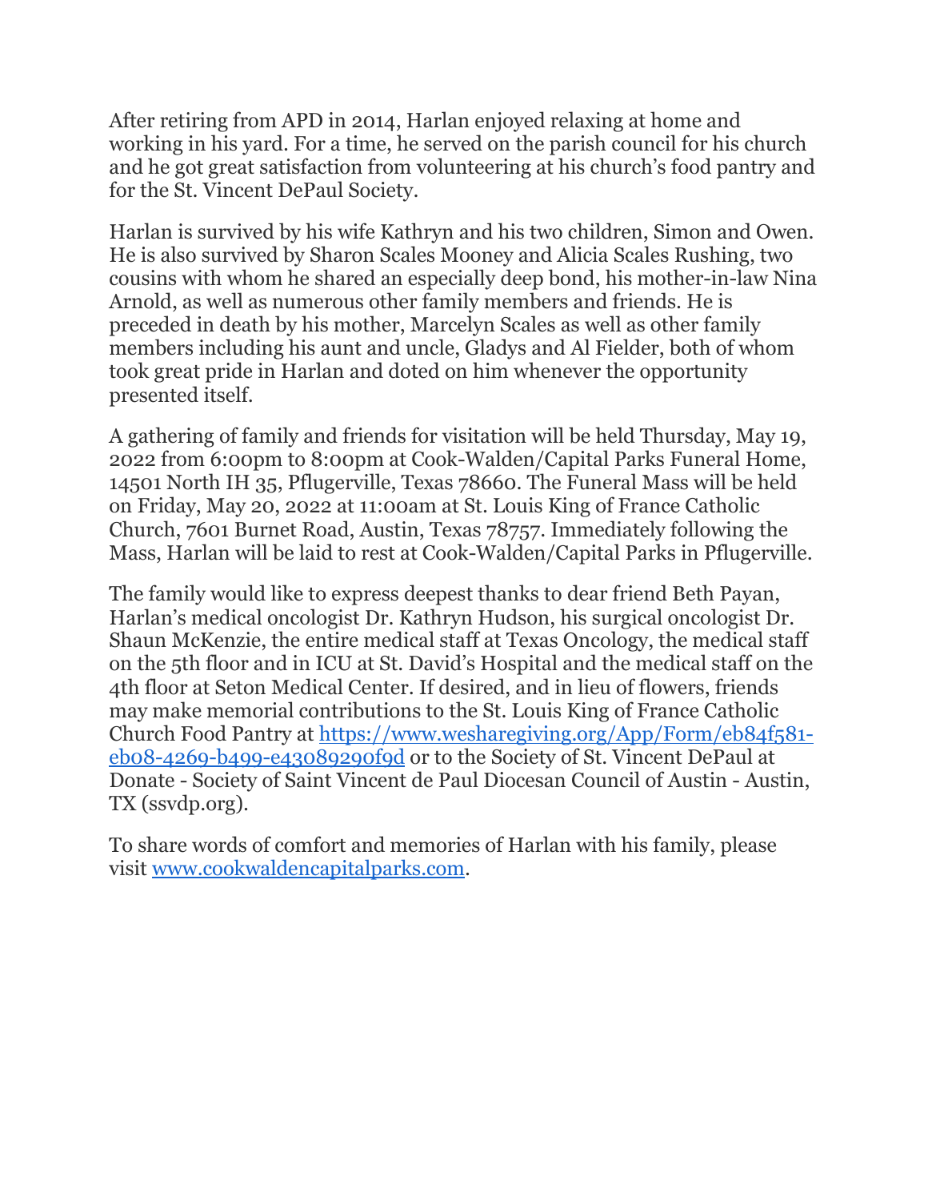After retiring from APD in 2014, Harlan enjoyed relaxing at home and working in his yard. For a time, he served on the parish council for his church and he got great satisfaction from volunteering at his church's food pantry and for the St. Vincent DePaul Society.

Harlan is survived by his wife Kathryn and his two children, Simon and Owen. He is also survived by Sharon Scales Mooney and Alicia Scales Rushing, two cousins with whom he shared an especially deep bond, his mother-in-law Nina Arnold, as well as numerous other family members and friends. He is preceded in death by his mother, Marcelyn Scales as well as other family members including his aunt and uncle, Gladys and Al Fielder, both of whom took great pride in Harlan and doted on him whenever the opportunity presented itself.

A gathering of family and friends for visitation will be held Thursday, May 19, 2022 from 6:00pm to 8:00pm at Cook-Walden/Capital Parks Funeral Home, 14501 North IH 35, Pflugerville, Texas 78660. The Funeral Mass will be held on Friday, May 20, 2022 at 11:00am at St. Louis King of France Catholic Church, 7601 Burnet Road, Austin, Texas 78757. Immediately following the Mass, Harlan will be laid to rest at Cook-Walden/Capital Parks in Pflugerville.

The family would like to express deepest thanks to dear friend Beth Payan, Harlan's medical oncologist Dr. Kathryn Hudson, his surgical oncologist Dr. Shaun McKenzie, the entire medical staff at Texas Oncology, the medical staff on the 5th floor and in ICU at St. David's Hospital and the medical staff on the 4th floor at Seton Medical Center. If desired, and in lieu of flowers, friends may make memorial contributions to the St. Louis King of France Catholic Church Food Pantry at [https://www.wesharegiving.org/App/Form/eb84f581-eb08-4269-b499-e43089290f9d](https://www.wesharegiving.org/App/Form/eb84f581-eb08-4269-b499-e43089290f9d) or to the Society of St. Vincent DePaul at Donate - Society of Saint Vincent de Paul Diocesan Council of Austin - Austin, TX (ssvdp.org).

To share words of comfort and memories of Harlan with his family, please visit [www.cookwaldencapitalparks.com](http://www.cookwaldencapitalparks.com).